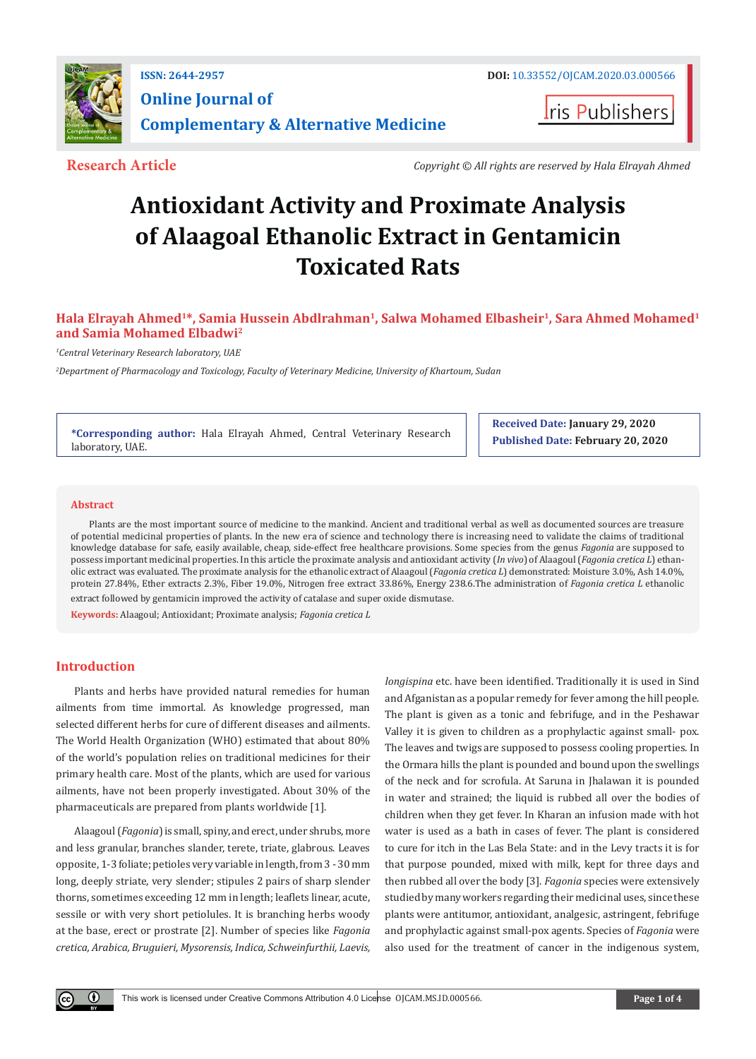ISSN: 2644-2957

DOI: 10.33552/OJCAM.2020.03.000566

**Online Journal of Complementary & Alternative Medicine**

Iris Publishers

**Research Article**

*Copyright © All rights are reserved by Hala Elrayah Ahmed*

# Antioxidant Activity and Proximate Analysis of Alaagoal Ethanolic Extract in Gentamicin Toxicated Rats

**Hala Elrayah Ahmed[1]*, Samia Hussein Abdlrahman[1], Salwa Mohamed Elbasheir[1], Sara Ahmed Mohamed[1] and Samia Mohamed Elbadwi[2]**

[1]*Central Veterinary Research laboratory, UAE*

[2]*Department of Pharmacology and Toxicology, Faculty of Veterinary Medicine, University of Khartoum, Sudan*

**\*Corresponding author:** Hala Elrayah Ahmed, Central Veterinary Research laboratory, UAE.

**Received Date:** January 29, 2020

**Published Date:** February 20, 2020

## Abstract

Plants are the most important source of medicine to the mankind. Ancient and traditional verbal as well as documented sources are treasure of potential medicinal properties of plants. In the new era of science and technology there is increasing need to validate the claims of traditional knowledge database for safe, easily available, cheap, side-effect free healthcare provisions. Some species from the genus *Fagonia* are supposed to possess important medicinal properties. In this article the proximate analysis and antioxidant activity (*In vivo*) of Alaagoul (*Fagonia cretica L*) ethanolic extract was evaluated. The proximate analysis for the ethanolic extract of Alaagoul (*Fagonia cretica L*) demonstrated: Moisture 3.0%, Ash 14.0%, protein 27.84%, Ether extracts 2.3%, Fiber 19.0%, Nitrogen free extract 33.86%, Energy 238.6.The administration of *Fagonia cretica L* ethanolic extract followed by gentamicin improved the activity of catalase and super oxide dismutase.

**Keywords:** Alaagoul; Antioxidant; Proximate analysis; *Fagonia cretica L*

## Introduction

Plants and herbs have provided natural remedies for human ailments from time immortal. As knowledge progressed, man selected different herbs for cure of different diseases and ailments. The World Health Organization (WHO) estimated that about 80% of the world's population relies on traditional medicines for their primary health care. Most of the plants, which are used for various ailments, have not been properly investigated. About 30% of the pharmaceuticals are prepared from plants worldwide [1].

Alaagoul (*Fagonia*) is small, spiny, and erect, under shrubs, more and less granular, branches slander, terete, triate, glabrous. Leaves opposite, 1-3 foliate; petioles very variable in length, from 3 - 30 mm long, deeply striate, very slender; stipules 2 pairs of sharp slender thorns, sometimes exceeding 12 mm in length; leaflets linear, acute, sessile or with very short petiolules. It is branching herbs woody at the base, erect or prostrate [2]. Number of species like *Fagonia cretica, Arabica, Bruguieri, Mysorensis, Indica, Schweinfurthii, Laevis, longispina* etc. have been identified. Traditionally it is used in Sind and Afganistan as a popular remedy for fever among the hill people. The plant is given as a tonic and febrifuge, and in the Peshawar Valley it is given to children as a prophylactic against small- pox. The leaves and twigs are supposed to possess cooling properties. In the Ormara hills the plant is pounded and bound upon the swellings of the neck and for scrofula. At Saruna in Jhalawan it is pounded in water and strained; the liquid is rubbed all over the bodies of children when they get fever. In Kharan an infusion made with hot water is used as a bath in cases of fever. The plant is considered to cure for itch in the Las Bela State: and in the Levy tracts it is for that purpose pounded, mixed with milk, kept for three days and then rubbed all over the body [3]. *Fagonia* species were extensively studied by many workers regarding their medicinal uses, since these plants were antitumor, antioxidant, analgesic, astringent, febrifuge and prophylactic against small-pox agents. Species of *Fagonia* were also used for the treatment of cancer in the indigenous system,

This work is licensed under Creative Commons Attribution 4.0 License OJCAM.MS.ID.000566.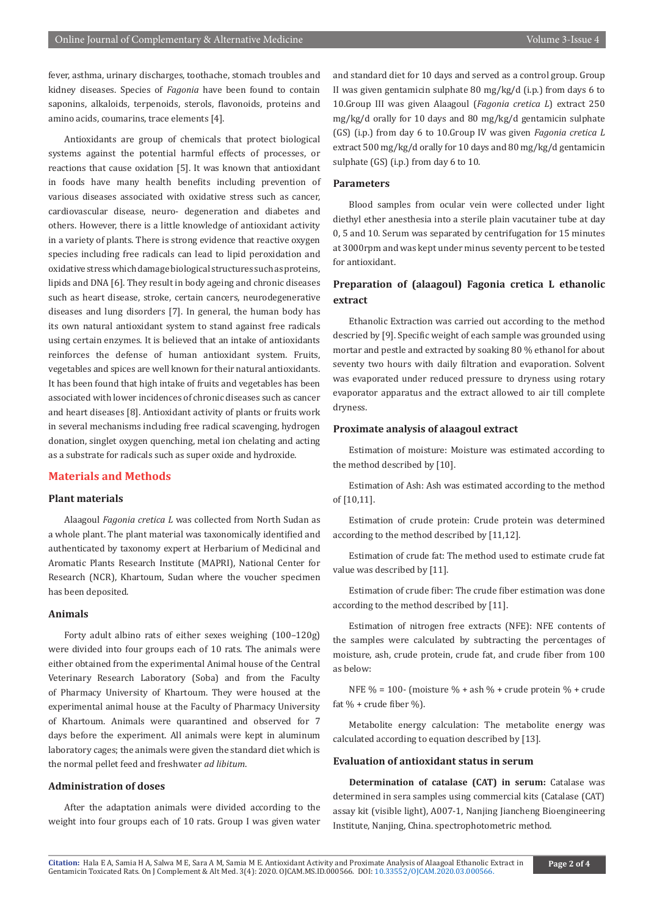fever, asthma, urinary discharges, toothache, stomach troubles and kidney diseases. Species of *Fagonia* have been found to contain saponins, alkaloids, terpenoids, sterols, flavonoids, proteins and amino acids, coumarins, trace elements [4].

Antioxidants are group of chemicals that protect biological systems against the potential harmful effects of processes, or reactions that cause oxidation [5]. It was known that antioxidant in foods have many health benefits including prevention of various diseases associated with oxidative stress such as cancer, cardiovascular disease, neuro- degeneration and diabetes and others. However, there is a little knowledge of antioxidant activity in a variety of plants. There is strong evidence that reactive oxygen species including free radicals can lead to lipid peroxidation and oxidative stress which damage biological structures such as proteins, lipids and DNA [6]. They result in body ageing and chronic diseases such as heart disease, stroke, certain cancers, neurodegenerative diseases and lung disorders [7]. In general, the human body has its own natural antioxidant system to stand against free radicals using certain enzymes. It is believed that an intake of antioxidants reinforces the defense of human antioxidant system. Fruits, vegetables and spices are well known for their natural antioxidants. It has been found that high intake of fruits and vegetables has been associated with lower incidences of chronic diseases such as cancer and heart diseases [8]. Antioxidant activity of plants or fruits work in several mechanisms including free radical scavenging, hydrogen donation, singlet oxygen quenching, metal ion chelating and acting as a substrate for radicals such as super oxide and hydroxide.

## Materials and Methods

### Plant materials

Alaagoul *Fagonia cretica L* was collected from North Sudan as a whole plant. The plant material was taxonomically identified and authenticated by taxonomy expert at Herbarium of Medicinal and Aromatic Plants Research Institute (MAPRI), National Center for Research (NCR), Khartoum, Sudan where the voucher specimen has been deposited.

### Animals

Forty adult albino rats of either sexes weighing (100–120g) were divided into four groups each of 10 rats. The animals were either obtained from the experimental Animal house of the Central Veterinary Research Laboratory (Soba) and from the Faculty of Pharmacy University of Khartoum. They were housed at the experimental animal house at the Faculty of Pharmacy University of Khartoum. Animals were quarantined and observed for 7 days before the experiment. All animals were kept in aluminum laboratory cages; the animals were given the standard diet which is the normal pellet feed and freshwater *ad libitum*.

### Administration of doses

After the adaptation animals were divided according to the weight into four groups each of 10 rats. Group I was given water and standard diet for 10 days and served as a control group. Group II was given gentamicin sulphate 80 mg/kg/d (i.p.) from days 6 to 10.Group III was given Alaagoul (*Fagonia cretica L*) extract 250 mg/kg/d orally for 10 days and 80 mg/kg/d gentamicin sulphate (GS) (i.p.) from day 6 to 10.Group IV was given *Fagonia cretica L* extract 500 mg/kg/d orally for 10 days and 80 mg/kg/d gentamicin sulphate (GS) (i.p.) from day 6 to 10.

### Parameters

Blood samples from ocular vein were collected under light diethyl ether anesthesia into a sterile plain vacutainer tube at day 0, 5 and 10. Serum was separated by centrifugation for 15 minutes at 3000rpm and was kept under minus seventy percent to be tested for antioxidant.

### Preparation of (alaagoul) Fagonia cretica L ethanolic extract

Ethanolic Extraction was carried out according to the method descried by [9]. Specific weight of each sample was grounded using mortar and pestle and extracted by soaking 80 % ethanol for about seventy two hours with daily filtration and evaporation. Solvent was evaporated under reduced pressure to dryness using rotary evaporator apparatus and the extract allowed to air till complete dryness.

### Proximate analysis of alaagoul extract

Estimation of moisture: Moisture was estimated according to the method described by [10].

Estimation of Ash: Ash was estimated according to the method of [10,11].

Estimation of crude protein: Crude protein was determined according to the method described by [11,12].

Estimation of crude fat: The method used to estimate crude fat value was described by [11].

Estimation of crude fiber: The crude fiber estimation was done according to the method described by [11].

Estimation of nitrogen free extracts (NFE): NFE contents of the samples were calculated by subtracting the percentages of moisture, ash, crude protein, crude fat, and crude fiber from 100 as below:

NFE % = 100- (moisture % + ash % + crude protein % + crude fat % + crude fiber %).

Metabolite energy calculation: The metabolite energy was calculated according to equation described by [13].

### Evaluation of antioxidant status in serum

**Determination of catalase (CAT) in serum:** Catalase was determined in sera samples using commercial kits (Catalase (CAT) assay kit (visible light), A007-1, Nanjing Jiancheng Bioengineering Institute, Nanjing, China. spectrophotometric method.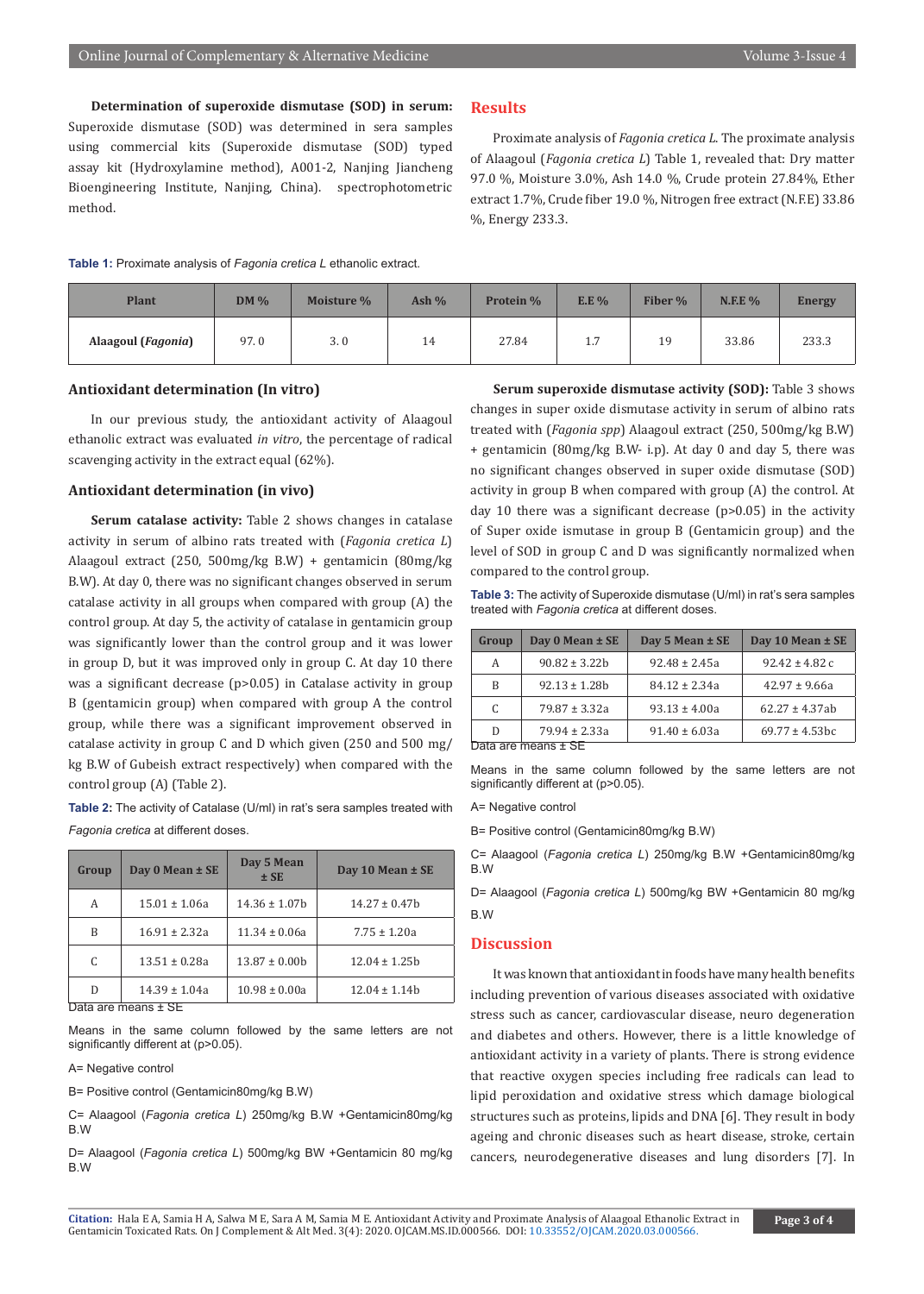**Determination of superoxide dismutase (SOD) in serum:** Superoxide dismutase (SOD) was determined in sera samples using commercial kits (Superoxide dismutase (SOD) typed assay kit (Hydroxylamine method), A001-2, Nanjing Jiancheng Bioengineering Institute, Nanjing, China). spectrophotometric method.

## Results

Proximate analysis of *Fagonia cretica L.* The proximate analysis of Alaagoul (*Fagonia cretica L*) Table 1, revealed that: Dry matter 97.0 %, Moisture 3.0%, Ash 14.0 %, Crude protein 27.84%, Ether extract 1.7%, Crude fiber 19.0 %, Nitrogen free extract (N.F.E) 33.86 %, Energy 233.3.

**Table 1:** Proximate analysis of *Fagonia cretica L* ethanolic extract.

| Plant | DM % | Moisture % | Ash % | Protein % | E.E % | Fiber % | N.F.E % | Energy |
|---|---|---|---|---|---|---|---|---|
| **Alaagoul (*Fagonia*)** | 97. 0 | 3. 0 | 14 | 27.84 | 1.7 | 19 | 33.86 | 233.3 |

### Antioxidant determination (In vitro)

In our previous study, the antioxidant activity of Alaagoul ethanolic extract was evaluated *in vitro*, the percentage of radical scavenging activity in the extract equal (62%).

### Antioxidant determination (in vivo)

**Serum catalase activity:** Table 2 shows changes in catalase activity in serum of albino rats treated with (*Fagonia cretica L*) Alaagoul extract (250, 500mg/kg B.W) + gentamicin (80mg/kg B.W). At day 0, there was no significant changes observed in serum catalase activity in all groups when compared with group (A) the control group. At day 5, the activity of catalase in gentamicin group was significantly lower than the control group and it was lower in group D, but it was improved only in group C. At day 10 there was a significant decrease (p>0.05) in Catalase activity in group B (gentamicin group) when compared with group A the control group, while there was a significant improvement observed in catalase activity in group C and D which given (250 and 500 mg/kg B.W of Gubeish extract respectively) when compared with the control group (A) (Table 2).

**Table 2:** The activity of Catalase (U/ml) in rat's sera samples treated with *Fagonia cretica* at different doses.

| Group | Day 0 Mean ± SE | Day 5 Mean ± SE | Day 10 Mean ± SE |
|---|---|---|---|
| A | 15.01 ± 1.06a | 14.36 ± 1.07b | 14.27 ± 0.47b |
| B | 16.91 ± 2.32a | 11.34 ± 0.06a | 7.75 ± 1.20a |
| C | 13.51 ± 0.28a | 13.87 ± 0.00b | 12.04 ± 1.25b |
| D | 14.39 ± 1.04a | 10.98 ± 0.00a | 12.04 ± 1.14b |

Data are means ± SE

Means in the same column followed by the same letters are not significantly different at (p>0.05).

A= Negative control

B= Positive control (Gentamicin80mg/kg B.W)

C= Alaagool (*Fagonia cretica L*) 250mg/kg B.W +Gentamicin80mg/kg B.W

D= Alaagool (*Fagonia cretica L*) 500mg/kg BW +Gentamicin 80 mg/kg B.W

**Serum superoxide dismutase activity (SOD):** Table 3 shows changes in super oxide dismutase activity in serum of albino rats treated with (*Fagonia spp*) Alaagoul extract (250, 500mg/kg B.W) + gentamicin (80mg/kg B.W- i.p). At day 0 and day 5, there was no significant changes observed in super oxide dismutase (SOD) activity in group B when compared with group (A) the control. At day 10 there was a significant decrease (p>0.05) in the activity of Super oxide ismutase in group B (Gentamicin group) and the level of SOD in group C and D was significantly normalized when compared to the control group.

**Table 3:** The activity of Superoxide dismutase (U/ml) in rat's sera samples treated with *Fagonia cretica* at different doses.

| Group | Day 0 Mean ± SE | Day 5 Mean ± SE | Day 10 Mean ± SE |
|---|---|---|---|
| A | 90.82 ± 3.22b | 92.48 ± 2.45a | 92.42 ± 4.82 c |
| B | 92.13 ± 1.28b | 84.12 ± 2.34a | 42.97 ± 9.66a |
| C | 79.87 ± 3.32a | 93.13 ± 4.00a | 62.27 ± 4.37ab |
| D | 79.94 ± 2.33a | 91.40 ± 6.03a | 69.77 ± 4.53bc |

Data are means ± SE

Means in the same column followed by the same letters are not significantly different at (p>0.05).

A= Negative control

B= Positive control (Gentamicin80mg/kg B.W)

C= Alaagool (*Fagonia cretica L*) 250mg/kg B.W +Gentamicin80mg/kg B.W

D= Alaagool (*Fagonia cretica L*) 500mg/kg BW +Gentamicin 80 mg/kg B.W

## Discussion

It was known that antioxidant in foods have many health benefits including prevention of various diseases associated with oxidative stress such as cancer, cardiovascular disease, neuro degeneration and diabetes and others. However, there is a little knowledge of antioxidant activity in a variety of plants. There is strong evidence that reactive oxygen species including free radicals can lead to lipid peroxidation and oxidative stress which damage biological structures such as proteins, lipids and DNA [6]. They result in body ageing and chronic diseases such as heart disease, stroke, certain cancers, neurodegenerative diseases and lung disorders [7]. In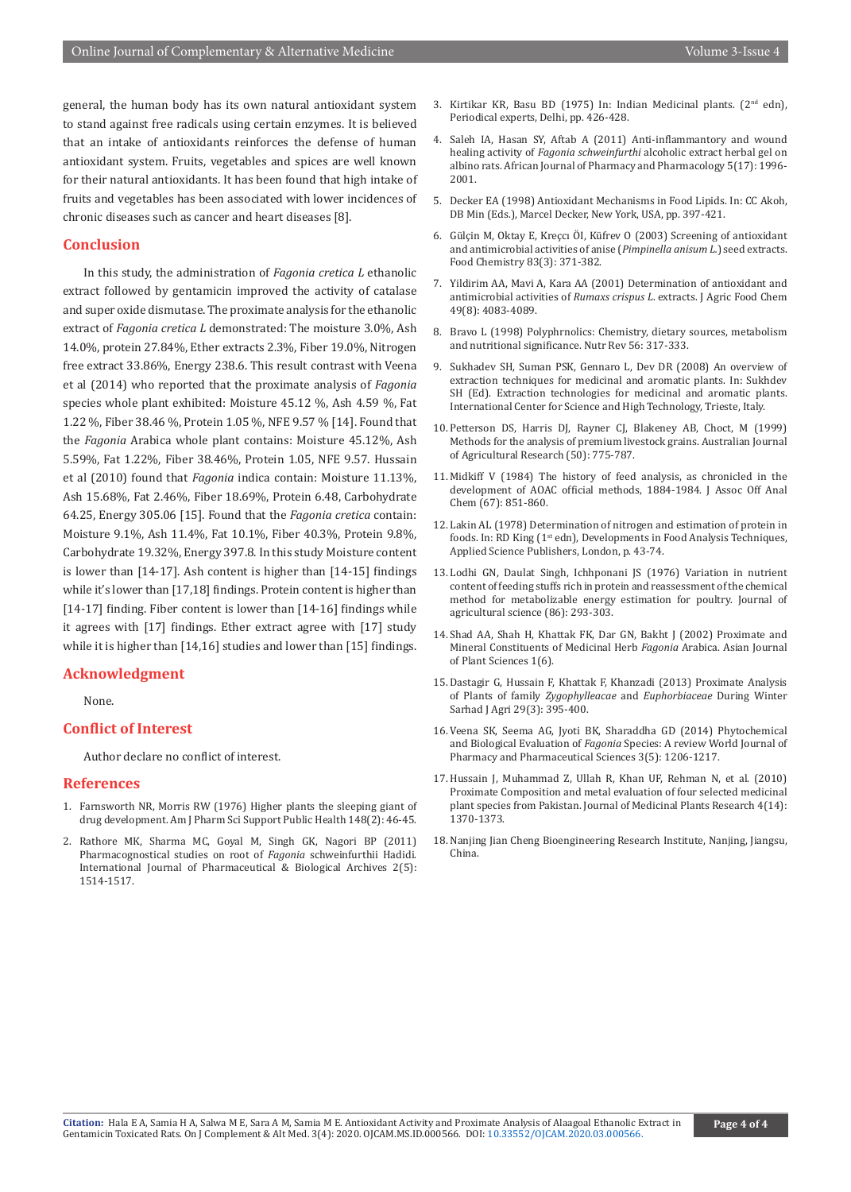general, the human body has its own natural antioxidant system to stand against free radicals using certain enzymes. It is believed that an intake of antioxidants reinforces the defense of human antioxidant system. Fruits, vegetables and spices are well known for their natural antioxidants. It has been found that high intake of fruits and vegetables has been associated with lower incidences of chronic diseases such as cancer and heart diseases [8].

## Conclusion

In this study, the administration of *Fagonia cretica L* ethanolic extract followed by gentamicin improved the activity of catalase and super oxide dismutase. The proximate analysis for the ethanolic extract of *Fagonia cretica L* demonstrated: The moisture 3.0%, Ash 14.0%, protein 27.84%, Ether extracts 2.3%, Fiber 19.0%, Nitrogen free extract 33.86%, Energy 238.6. This result contrast with Veena et al (2014) who reported that the proximate analysis of *Fagonia* species whole plant exhibited: Moisture 45.12 %, Ash 4.59 %, Fat 1.22 %, Fiber 38.46 %, Protein 1.05 %, NFE 9.57 % [14]. Found that the *Fagonia* Arabica whole plant contains: Moisture 45.12%, Ash 5.59%, Fat 1.22%, Fiber 38.46%, Protein 1.05, NFE 9.57. Hussain et al (2010) found that *Fagonia* indica contain: Moisture 11.13%, Ash 15.68%, Fat 2.46%, Fiber 18.69%, Protein 6.48, Carbohydrate 64.25, Energy 305.06 [15]. Found that the *Fagonia cretica* contain: Moisture 9.1%, Ash 11.4%, Fat 10.1%, Fiber 40.3%, Protein 9.8%, Carbohydrate 19.32%, Energy 397.8. In this study Moisture content is lower than [14-17]. Ash content is higher than [14-15] findings while it's lower than [17,18] findings. Protein content is higher than [14-17] finding. Fiber content is lower than [14-16] findings while it agrees with [17] findings. Ether extract agree with [17] study while it is higher than [14,16] studies and lower than [15] findings.

## Acknowledgment

None.

## Conflict of Interest

Author declare no conflict of interest.

## References

1. Farnsworth NR, Morris RW (1976) Higher plants the sleeping giant of drug development. Am J Pharm Sci Support Public Health 148(2): 46-45.
2. Rathore MK, Sharma MC, Goyal M, Singh GK, Nagori BP (2011) Pharmacognostical studies on root of *Fagonia* schweinfurthii Hadidi. International Journal of Pharmaceutical & Biological Archives 2(5): 1514-1517.
3. Kirtikar KR, Basu BD (1975) In: Indian Medicinal plants. (2nd edn), Periodical experts, Delhi, pp. 426-428.
4. Saleh IA, Hasan SY, Aftab A (2011) Anti-inflammantory and wound healing activity of *Fagonia schweinfurthi* alcoholic extract herbal gel on albino rats. African Journal of Pharmacy and Pharmacology 5(17): 1996-2001.
5. Decker EA (1998) Antioxidant Mechanisms in Food Lipids. In: CC Akoh, DB Min (Eds.), Marcel Decker, New York, USA, pp. 397-421.
6. Gülçin M, Oktay E, Kreçcı Öl, Küfrev O (2003) Screening of antioxidant and antimicrobial activities of anise (*Pimpinella anisum L.*) seed extracts. Food Chemistry 83(3): 371-382.
7. Yildirim AA, Mavi A, Kara AA (2001) Determination of antioxidant and antimicrobial activities of *Rumaxs crispus L*. extracts. J Agric Food Chem 49(8): 4083-4089.
8. Bravo L (1998) Polyphrnolics: Chemistry, dietary sources, metabolism and nutritional significance. Nutr Rev 56: 317-333.
9. Sukhadev SH, Suman PSK, Gennaro L, Dev DR (2008) An overview of extraction techniques for medicinal and aromatic plants. In: Sukhdev SH (Ed). Extraction technologies for medicinal and aromatic plants. International Center for Science and High Technology, Trieste, Italy.
10. Petterson DS, Harris DJ, Rayner CJ, Blakeney AB, Choct, M (1999) Methods for the analysis of premium livestock grains. Australian Journal of Agricultural Research (50): 775-787.
11. Midkiff V (1984) The history of feed analysis, as chronicled in the development of AOAC official methods, 1884-1984. J Assoc Off Anal Chem (67): 851-860.
12. Lakin AL (1978) Determination of nitrogen and estimation of protein in foods. In: RD King (1st edn), Developments in Food Analysis Techniques, Applied Science Publishers, London, p. 43-74.
13. Lodhi GN, Daulat Singh, Ichhponani JS (1976) Variation in nutrient content of feeding stuffs rich in protein and reassessment of the chemical method for metabolizable energy estimation for poultry. Journal of agricultural science (86): 293-303.
14. Shad AA, Shah H, Khattak FK, Dar GN, Bakht J (2002) Proximate and Mineral Constituents of Medicinal Herb *Fagonia* Arabica. Asian Journal of Plant Sciences 1(6).
15. Dastagir G, Hussain F, Khattak F, Khanzadi (2013) Proximate Analysis of Plants of family *Zygophylleacae* and *Euphorbiaceae* During Winter Sarhad J Agri 29(3): 395-400.
16. Veena SK, Seema AG, Jyoti BK, Sharaddha GD (2014) Phytochemical and Biological Evaluation of *Fagonia* Species: A review World Journal of Pharmacy and Pharmaceutical Sciences 3(5): 1206-1217.
17. Hussain J, Muhammad Z, Ullah R, Khan UF, Rehman N, et al. (2010) Proximate Composition and metal evaluation of four selected medicinal plant species from Pakistan. Journal of Medicinal Plants Research 4(14): 1370-1373.
18. Nanjing Jian Cheng Bioengineering Research Institute, Nanjing, Jiangsu, China.